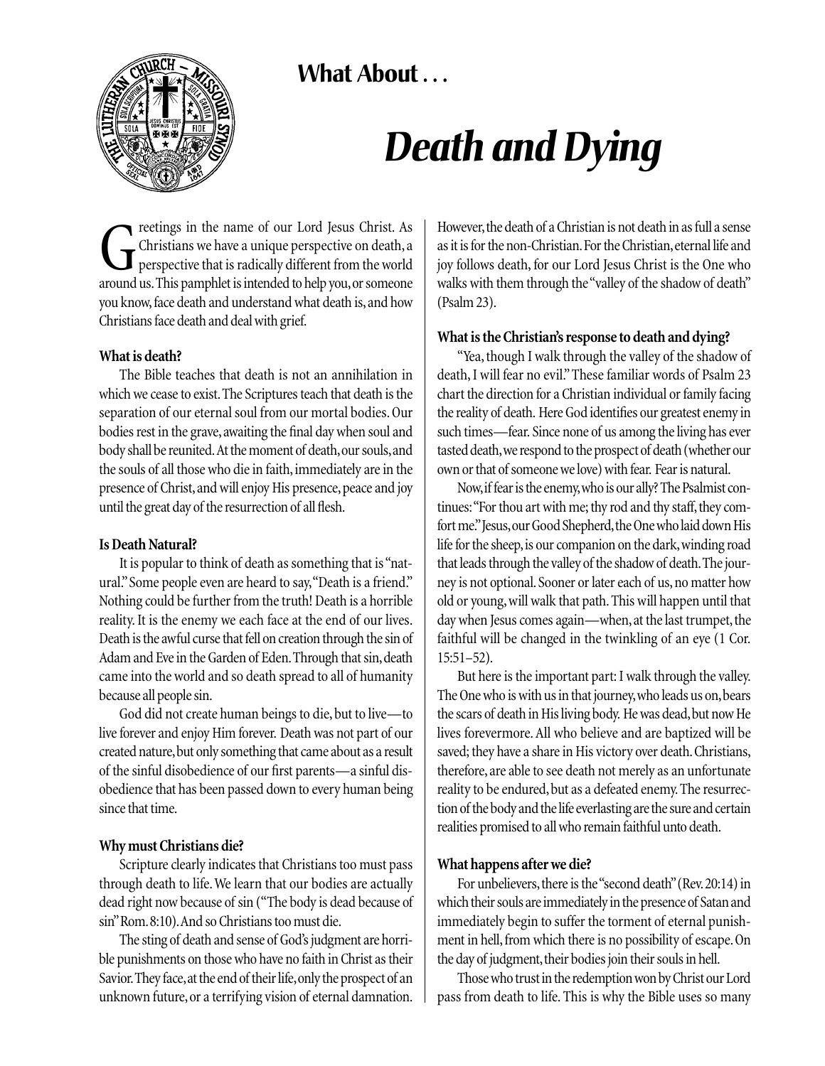## What About . . .

# *Death and Dying*

Greetings in the name of our Lord Jesus Christ. As Christians we have a unique perspective on death, a perspective that is radically different from the world around us. This pamphlet is intended to help you, or someone you know, face death and understand what death is, and how Christians face death and deal with grief.

**What is death?**

The Bible teaches that death is not an annihilation in which we cease to exist. The Scriptures teach that death is the separation of our eternal soul from our mortal bodies. Our bodies rest in the grave, awaiting the final day when soul and body shall be reunited. At the moment of death, our souls, and the souls of all those who die in faith, immediately are in the presence of Christ, and will enjoy His presence, peace and joy until the great day of the resurrection of all flesh.

**Is Death Natural?**

It is popular to think of death as something that is "natural." Some people even are heard to say, "Death is a friend." Nothing could be further from the truth! Death is a horrible reality. It is the enemy we each face at the end of our lives. Death is the awful curse that fell on creation through the sin of Adam and Eve in the Garden of Eden. Through that sin, death came into the world and so death spread to all of humanity because all people sin.

God did not create human beings to die, but to live—to live forever and enjoy Him forever. Death was not part of our created nature, but only something that came about as a result of the sinful disobedience of our first parents—a sinful disobedience that has been passed down to every human being since that time.

**Why must Christians die?**

Scripture clearly indicates that Christians too must pass through death to life. We learn that our bodies are actually dead right now because of sin ("The body is dead because of sin" Rom. 8:10). And so Christians too must die.

The sting of death and sense of God's judgment are horrible punishments on those who have no faith in Christ as their Savior. They face, at the end of their life, only the prospect of an unknown future, or a terrifying vision of eternal damnation. However, the death of a Christian is not death in as full a sense as it is for the non-Christian. For the Christian, eternal life and joy follows death, for our Lord Jesus Christ is the One who walks with them through the "valley of the shadow of death" (Psalm 23).

**What is the Christian's response to death and dying?**

"Yea, though I walk through the valley of the shadow of death, I will fear no evil." These familiar words of Psalm 23 chart the direction for a Christian individual or family facing the reality of death. Here God identifies our greatest enemy in such times—fear. Since none of us among the living has ever tasted death, we respond to the prospect of death (whether our own or that of someone we love) with fear. Fear is natural.

Now, if fear is the enemy, who is our ally? The Psalmist continues: "For thou art with me; thy rod and thy staff, they comfort me." Jesus, our Good Shepherd, the One who laid down His life for the sheep, is our companion on the dark, winding road that leads through the valley of the shadow of death. The journey is not optional. Sooner or later each of us, no matter how old or young, will walk that path. This will happen until that day when Jesus comes again—when, at the last trumpet, the faithful will be changed in the twinkling of an eye (1 Cor. 15:51–52).

But here is the important part: I walk through the valley. The One who is with us in that journey, who leads us on, bears the scars of death in His living body. He was dead, but now He lives forevermore. All who believe and are baptized will be saved; they have a share in His victory over death. Christians, therefore, are able to see death not merely as an unfortunate reality to be endured, but as a defeated enemy. The resurrection of the body and the life everlasting are the sure and certain realities promised to all who remain faithful unto death.

**What happens after we die?**

For unbelievers, there is the "second death" (Rev. 20:14) in which their souls are immediately in the presence of Satan and immediately begin to suffer the torment of eternal punishment in hell, from which there is no possibility of escape. On the day of judgment, their bodies join their souls in hell.

Those who trust in the redemption won by Christ our Lord pass from death to life. This is why the Bible uses so many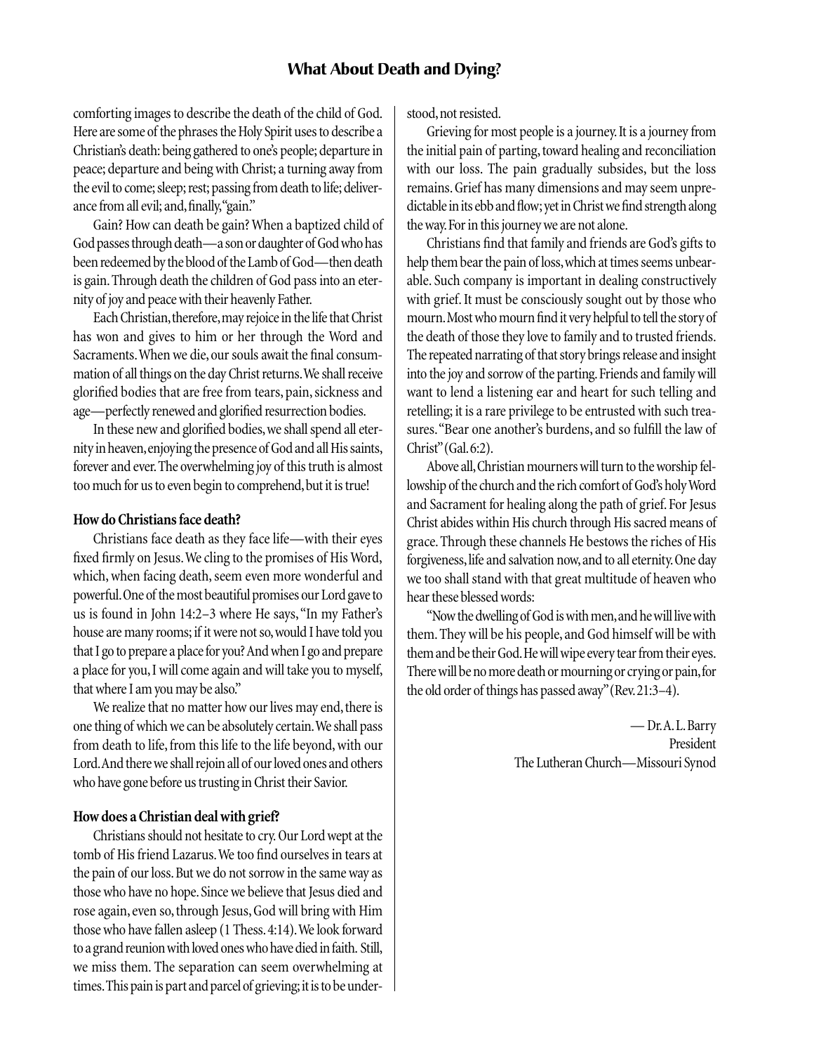comforting images to describe the death of the child of God. Here are some of the phrases the Holy Spirit uses to describe a Christian's death: being gathered to one's people; departure in peace; departure and being with Christ; a turning away from the evil to come; sleep; rest; passing from death to life; deliverance from all evil; and, finally, "gain."

Gain? How can death be gain? When a baptized child of God passes through death—a son or daughter of God who has been redeemed by the blood of the Lamb of God—then death is gain. Through death the children of God pass into an eternity of joy and peace with their heavenly Father.

Each Christian, therefore, may rejoice in the life that Christ has won and gives to him or her through the Word and Sacraments. When we die, our souls await the final consummation of all things on the day Christ returns. We shall receive glorified bodies that are free from tears, pain, sickness and age—perfectly renewed and glorified resurrection bodies.

In these new and glorified bodies, we shall spend all eternity in heaven, enjoying the presence of God and all His saints, forever and ever. The overwhelming joy of this truth is almost too much for us to even begin to comprehend, but it is true!

**How do Christians face death?**

Christians face death as they face life—with their eyes fixed firmly on Jesus. We cling to the promises of His Word, which, when facing death, seem even more wonderful and powerful. One of the most beautiful promises our Lord gave to us is found in John 14:2–3 where He says, "In my Father's house are many rooms; if it were not so, would I have told you that I go to prepare a place for you? And when I go and prepare a place for you, I will come again and will take you to myself, that where I am you may be also."

We realize that no matter how our lives may end, there is one thing of which we can be absolutely certain. We shall pass from death to life, from this life to the life beyond, with our Lord. And there we shall rejoin all of our loved ones and others who have gone before us trusting in Christ their Savior.

**How does a Christian deal with grief?**

Christians should not hesitate to cry. Our Lord wept at the tomb of His friend Lazarus. We too find ourselves in tears at the pain of our loss. But we do not sorrow in the same way as those who have no hope. Since we believe that Jesus died and rose again, even so, through Jesus, God will bring with Him those who have fallen asleep (1 Thess. 4:14). We look forward to a grand reunion with loved ones who have died in faith. Still, we miss them. The separation can seem overwhelming at times. This pain is part and parcel of grieving; it is to be understood, not resisted.

Grieving for most people is a journey. It is a journey from the initial pain of parting, toward healing and reconciliation with our loss. The pain gradually subsides, but the loss remains. Grief has many dimensions and may seem unpredictable in its ebb and flow; yet in Christ we find strength along the way. For in this journey we are not alone.

Christians find that family and friends are God's gifts to help them bear the pain of loss, which at times seems unbearable. Such company is important in dealing constructively with grief. It must be consciously sought out by those who mourn. Most who mourn find it very helpful to tell the story of the death of those they love to family and to trusted friends. The repeated narrating of that story brings release and insight into the joy and sorrow of the parting. Friends and family will want to lend a listening ear and heart for such telling and retelling; it is a rare privilege to be entrusted with such treasures. "Bear one another's burdens, and so fulfill the law of Christ" (Gal. 6:2).

Above all, Christian mourners will turn to the worship fellowship of the church and the rich comfort of God's holy Word and Sacrament for healing along the path of grief. For Jesus Christ abides within His church through His sacred means of grace. Through these channels He bestows the riches of His forgiveness, life and salvation now, and to all eternity. One day we too shall stand with that great multitude of heaven who hear these blessed words:

"Now the dwelling of God is with men, and he will live with them. They will be his people, and God himself will be with them and be their God. He will wipe every tear from their eyes. There will be no more death or mourning or crying or pain, for the old order of things has passed away" (Rev. 21:3–4).

— Dr. A. L. Barry
President
The Lutheran Church—Missouri Synod